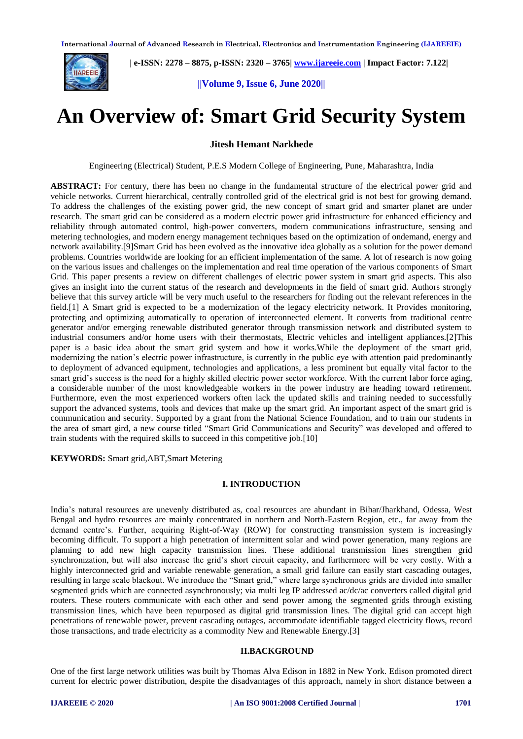# An Overview of: Smart Grid Security System

**Jitesh Hemant Narkhede**

Engineering (Electrical) Student, P.E.S Modern College of Engineering, Pune, Maharashtra, India

**ABSTRACT:** For century, there has been no change in the fundamental structure of the electrical power grid and vehicle networks. Current hierarchical, centrally controlled grid of the electrical grid is not best for growing demand. To address the challenges of the existing power grid, the new concept of smart grid and smarter planet are under research. The smart grid can be considered as a modern electric power grid infrastructure for enhanced efficiency and reliability through automated control, high-power converters, modern communications infrastructure, sensing and metering technologies, and modern energy management techniques based on the optimization of ondemand, energy and network availability.[9]Smart Grid has been evolved as the innovative idea globally as a solution for the power demand problems. Countries worldwide are looking for an efficient implementation of the same. A lot of research is now going on the various issues and challenges on the implementation and real time operation of the various components of Smart Grid. This paper presents a review on different challenges of electric power system in smart grid aspects. This also gives an insight into the current status of the research and developments in the field of smart grid. Authors strongly believe that this survey article will be very much useful to the researchers for finding out the relevant references in the field.[1] A Smart grid is expected to be a modernization of the legacy electricity network. It Provides monitoring, protecting and optimizing automatically to operation of interconnected element. It converts from traditional centre generator and/or emerging renewable distributed generator through transmission network and distributed system to industrial consumers and/or home users with their thermostats, Electric vehicles and intelligent appliances.[2]This paper is a basic idea about the smart grid system and how it works.While the deployment of the smart grid, modernizing the nation's electric power infrastructure, is currently in the public eye with attention paid predominantly to deployment of advanced equipment, technologies and applications, a less prominent but equally vital factor to the smart grid's success is the need for a highly skilled electric power sector workforce. With the current labor force aging, a considerable number of the most knowledgeable workers in the power industry are heading toward retirement. Furthermore, even the most experienced workers often lack the updated skills and training needed to successfully support the advanced systems, tools and devices that make up the smart grid. An important aspect of the smart grid is communication and security. Supported by a grant from the National Science Foundation, and to train our students in the area of smart gird, a new course titled "Smart Grid Communications and Security" was developed and offered to train students with the required skills to succeed in this competitive job.[10]

**KEYWORDS:** Smart grid,ABT,Smart Metering

## I. INTRODUCTION

India's natural resources are unevenly distributed as, coal resources are abundant in Bihar/Jharkhand, Odessa, West Bengal and hydro resources are mainly concentrated in northern and North-Eastern Region, etc., far away from the demand centre's. Further, acquiring Right-of-Way (ROW) for constructing transmission system is increasingly becoming difficult. To support a high penetration of intermittent solar and wind power generation, many regions are planning to add new high capacity transmission lines. These additional transmission lines strengthen grid synchronization, but will also increase the grid's short circuit capacity, and furthermore will be very costly. With a highly interconnected grid and variable renewable generation, a small grid failure can easily start cascading outages, resulting in large scale blackout. We introduce the "Smart grid," where large synchronous grids are divided into smaller segmented grids which are connected asynchronously; via multi leg IP addressed ac/dc/ac converters called digital grid routers. These routers communicate with each other and send power among the segmented grids through existing transmission lines, which have been repurposed as digital grid transmission lines. The digital grid can accept high penetrations of renewable power, prevent cascading outages, accommodate identifiable tagged electricity flows, record those transactions, and trade electricity as a commodity New and Renewable Energy.[3]

## II.BACKGROUND

One of the first large network utilities was built by Thomas Alva Edison in 1882 in New York. Edison promoted direct current for electric power distribution, despite the disadvantages of this approach, namely in short distance between a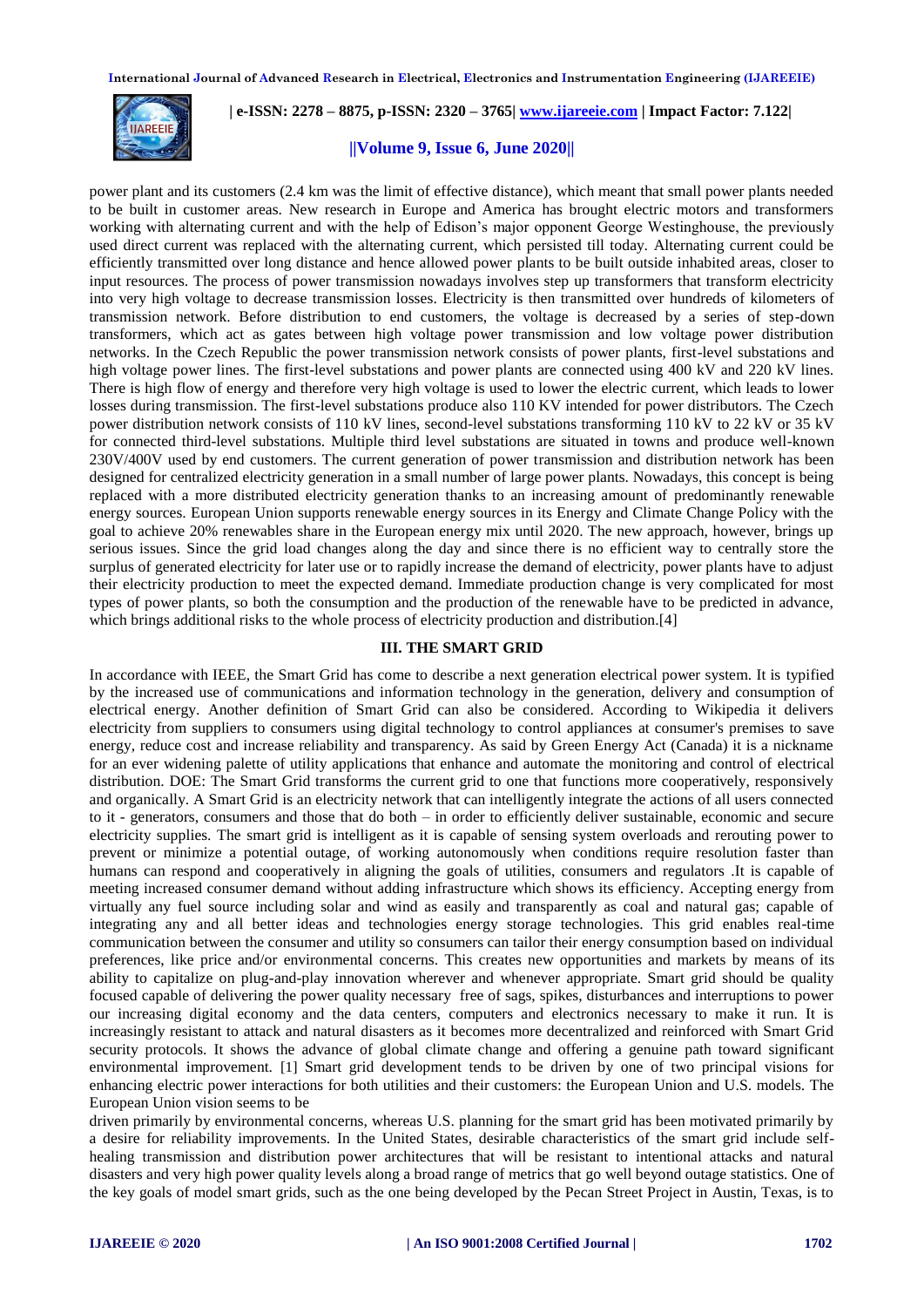power plant and its customers (2.4 km was the limit of effective distance), which meant that small power plants needed to be built in customer areas. New research in Europe and America has brought electric motors and transformers working with alternating current and with the help of Edison's major opponent George Westinghouse, the previously used direct current was replaced with the alternating current, which persisted till today. Alternating current could be efficiently transmitted over long distance and hence allowed power plants to be built outside inhabited areas, closer to input resources. The process of power transmission nowadays involves step up transformers that transform electricity into very high voltage to decrease transmission losses. Electricity is then transmitted over hundreds of kilometers of transmission network. Before distribution to end customers, the voltage is decreased by a series of step-down transformers, which act as gates between high voltage power transmission and low voltage power distribution networks. In the Czech Republic the power transmission network consists of power plants, first-level substations and high voltage power lines. The first-level substations and power plants are connected using 400 kV and 220 kV lines. There is high flow of energy and therefore very high voltage is used to lower the electric current, which leads to lower losses during transmission. The first-level substations produce also 110 KV intended for power distributors. The Czech power distribution network consists of 110 kV lines, second-level substations transforming 110 kV to 22 kV or 35 kV for connected third-level substations. Multiple third level substations are situated in towns and produce well-known 230V/400V used by end customers. The current generation of power transmission and distribution network has been designed for centralized electricity generation in a small number of large power plants. Nowadays, this concept is being replaced with a more distributed electricity generation thanks to an increasing amount of predominantly renewable energy sources. European Union supports renewable energy sources in its Energy and Climate Change Policy with the goal to achieve 20% renewables share in the European energy mix until 2020. The new approach, however, brings up serious issues. Since the grid load changes along the day and since there is no efficient way to centrally store the surplus of generated electricity for later use or to rapidly increase the demand of electricity, power plants have to adjust their electricity production to meet the expected demand. Immediate production change is very complicated for most types of power plants, so both the consumption and the production of the renewable have to be predicted in advance, which brings additional risks to the whole process of electricity production and distribution.[4]

## III. THE SMART GRID

In accordance with IEEE, the Smart Grid has come to describe a next generation electrical power system. It is typified by the increased use of communications and information technology in the generation, delivery and consumption of electrical energy. Another definition of Smart Grid can also be considered. According to Wikipedia it delivers electricity from suppliers to consumers using digital technology to control appliances at consumer's premises to save energy, reduce cost and increase reliability and transparency. As said by Green Energy Act (Canada) it is a nickname for an ever widening palette of utility applications that enhance and automate the monitoring and control of electrical distribution. DOE: The Smart Grid transforms the current grid to one that functions more cooperatively, responsively and organically. A Smart Grid is an electricity network that can intelligently integrate the actions of all users connected to it - generators, consumers and those that do both – in order to efficiently deliver sustainable, economic and secure electricity supplies. The smart grid is intelligent as it is capable of sensing system overloads and rerouting power to prevent or minimize a potential outage, of working autonomously when conditions require resolution faster than humans can respond and cooperatively in aligning the goals of utilities, consumers and regulators .It is capable of meeting increased consumer demand without adding infrastructure which shows its efficiency. Accepting energy from virtually any fuel source including solar and wind as easily and transparently as coal and natural gas; capable of integrating any and all better ideas and technologies energy storage technologies. This grid enables real-time communication between the consumer and utility so consumers can tailor their energy consumption based on individual preferences, like price and/or environmental concerns. This creates new opportunities and markets by means of its ability to capitalize on plug-and-play innovation wherever and whenever appropriate. Smart grid should be quality focused capable of delivering the power quality necessary free of sags, spikes, disturbances and interruptions to power our increasing digital economy and the data centers, computers and electronics necessary to make it run. It is increasingly resistant to attack and natural disasters as it becomes more decentralized and reinforced with Smart Grid security protocols. It shows the advance of global climate change and offering a genuine path toward significant environmental improvement. [1] Smart grid development tends to be driven by one of two principal visions for enhancing electric power interactions for both utilities and their customers: the European Union and U.S. models. The European Union vision seems to be driven primarily by environmental concerns, whereas U.S. planning for the smart grid has been motivated primarily by a desire for reliability improvements. In the United States, desirable characteristics of the smart grid include self-healing transmission and distribution power architectures that will be resistant to intentional attacks and natural disasters and very high power quality levels along a broad range of metrics that go well beyond outage statistics. One of the key goals of model smart grids, such as the one being developed by the Pecan Street Project in Austin, Texas, is to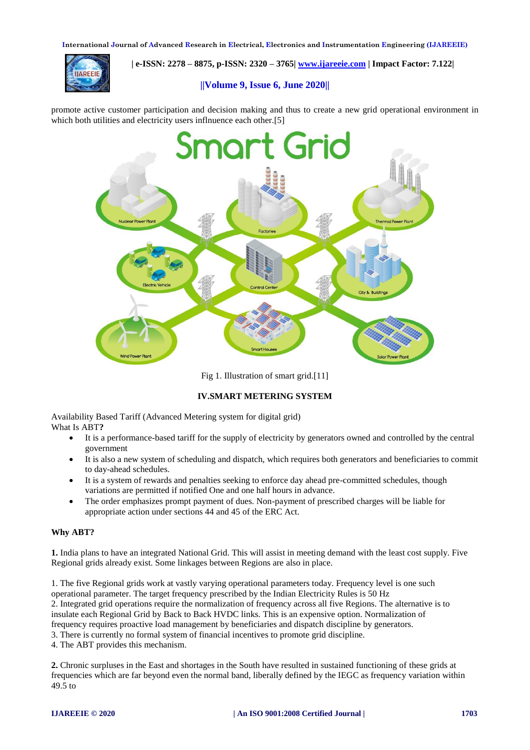promote active customer participation and decision making and thus to create a new grid operational environment in which both utilities and electricity users inflnuence each other.[5]

Fig 1. Illustration of smart grid.[11]

## IV.SMART METERING SYSTEM

Availability Based Tariff (Advanced Metering system for digital grid)
What Is ABT**?**

- It is a performance-based tariff for the supply of electricity by generators owned and controlled by the central government
- It is also a new system of scheduling and dispatch, which requires both generators and beneficiaries to commit to day-ahead schedules.
- It is a system of rewards and penalties seeking to enforce day ahead pre-committed schedules, though variations are permitted if notified One and one half hours in advance.
- The order emphasizes prompt payment of dues. Non-payment of prescribed charges will be liable for appropriate action under sections 44 and 45 of the ERC Act.

**Why ABT?**

**1.** India plans to have an integrated National Grid. This will assist in meeting demand with the least cost supply. Five Regional grids already exist. Some linkages between Regions are also in place.

1. The five Regional grids work at vastly varying operational parameters today. Frequency level is one such operational parameter. The target frequency prescribed by the Indian Electricity Rules is 50 Hz
2. Integrated grid operations require the normalization of frequency across all five Regions. The alternative is to insulate each Regional Grid by Back to Back HVDC links. This is an expensive option. Normalization of frequency requires proactive load management by beneficiaries and dispatch discipline by generators.
3. There is currently no formal system of financial incentives to promote grid discipline.
4. The ABT provides this mechanism.

**2.** Chronic surpluses in the East and shortages in the South have resulted in sustained functioning of these grids at frequencies which are far beyond even the normal band, liberally defined by the IEGC as frequency variation within 49.5 to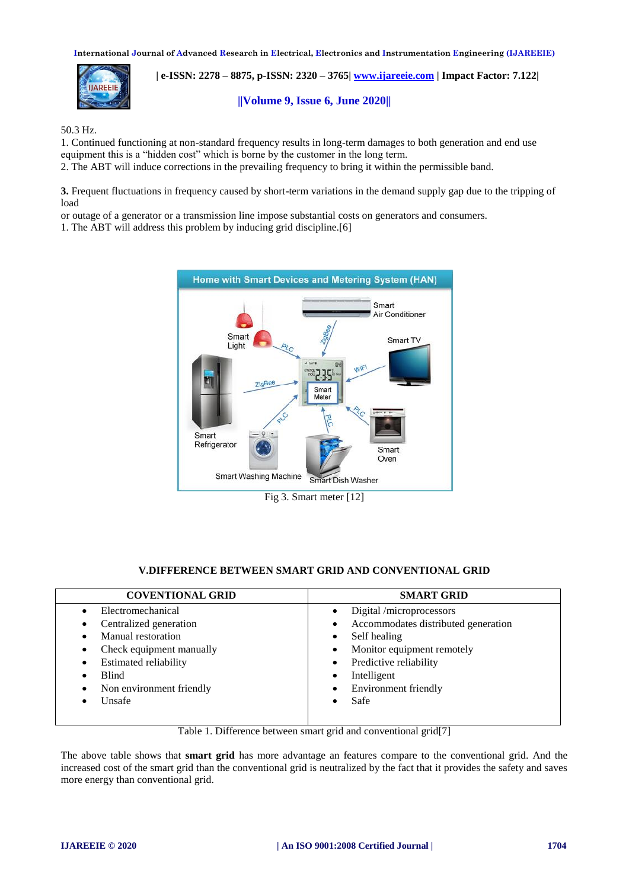50.3 Hz.

1. Continued functioning at non-standard frequency results in long-term damages to both generation and end use equipment this is a “hidden cost” which is borne by the customer in the long term.
2. The ABT will induce corrections in the prevailing frequency to bring it within the permissible band.

**3.** Frequent fluctuations in frequency caused by short-term variations in the demand supply gap due to the tripping of load
or outage of a generator or a transmission line impose substantial costs on generators and consumers.
1. The ABT will address this problem by inducing grid discipline.[6]

Fig 3. Smart meter [12]

## V.DIFFERENCE BETWEEN SMART GRID AND CONVENTIONAL GRID

| COVENTIONAL GRID | SMART GRID |
|---|---|
| • Electromechanical | • Digital /microprocessors |
| • Centralized generation | • Accommodates distributed generation |
| • Manual restoration | • Self healing |
| • Check equipment manually | • Monitor equipment remotely |
| • Estimated reliability | • Predictive reliability |
| • Blind | • Intelligent |
| • Non environment friendly | • Environment friendly |
| • Unsafe | • Safe |

Table 1. Difference between smart grid and conventional grid[7]

The above table shows that **smart grid** has more advantage an features compare to the conventional grid. And the increased cost of the smart grid than the conventional grid is neutralized by the fact that it provides the safety and saves more energy than conventional grid.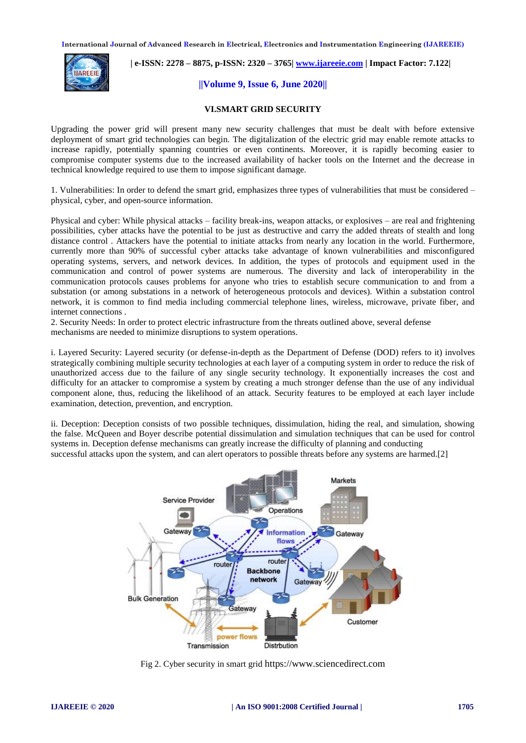## VI.SMART GRID SECURITY

Upgrading the power grid will present many new security challenges that must be dealt with before extensive deployment of smart grid technologies can begin. The digitalization of the electric grid may enable remote attacks to increase rapidly, potentially spanning countries or even continents. Moreover, it is rapidly becoming easier to compromise computer systems due to the increased availability of hacker tools on the Internet and the decrease in technical knowledge required to use them to impose significant damage.

1. Vulnerabilities: In order to defend the smart grid, emphasizes three types of vulnerabilities that must be considered – physical, cyber, and open-source information.

Physical and cyber: While physical attacks – facility break-ins, weapon attacks, or explosives – are real and frightening possibilities, cyber attacks have the potential to be just as destructive and carry the added threats of stealth and long distance control . Attackers have the potential to initiate attacks from nearly any location in the world. Furthermore, currently more than 90% of successful cyber attacks take advantage of known vulnerabilities and misconfigured operating systems, servers, and network devices. In addition, the types of protocols and equipment used in the communication and control of power systems are numerous. The diversity and lack of interoperability in the communication protocols causes problems for anyone who tries to establish secure communication to and from a substation (or among substations in a network of heterogeneous protocols and devices). Within a substation control network, it is common to find media including commercial telephone lines, wireless, microwave, private fiber, and internet connections .

2. Security Needs: In order to protect electric infrastructure from the threats outlined above, several defense mechanisms are needed to minimize disruptions to system operations.

i. Layered Security: Layered security (or defense-in-depth as the Department of Defense (DOD) refers to it) involves strategically combining multiple security technologies at each layer of a computing system in order to reduce the risk of unauthorized access due to the failure of any single security technology. It exponentially increases the cost and difficulty for an attacker to compromise a system by creating a much stronger defense than the use of any individual component alone, thus, reducing the likelihood of an attack. Security features to be employed at each layer include examination, detection, prevention, and encryption.

ii. Deception: Deception consists of two possible techniques, dissimulation, hiding the real, and simulation, showing the false. McQueen and Boyer describe potential dissimulation and simulation techniques that can be used for control systems in. Deception defense mechanisms can greatly increase the difficulty of planning and conducting successful attacks upon the system, and can alert operators to possible threats before any systems are harmed.[2]

Fig 2. Cyber security in smart grid https://www.sciencedirect.com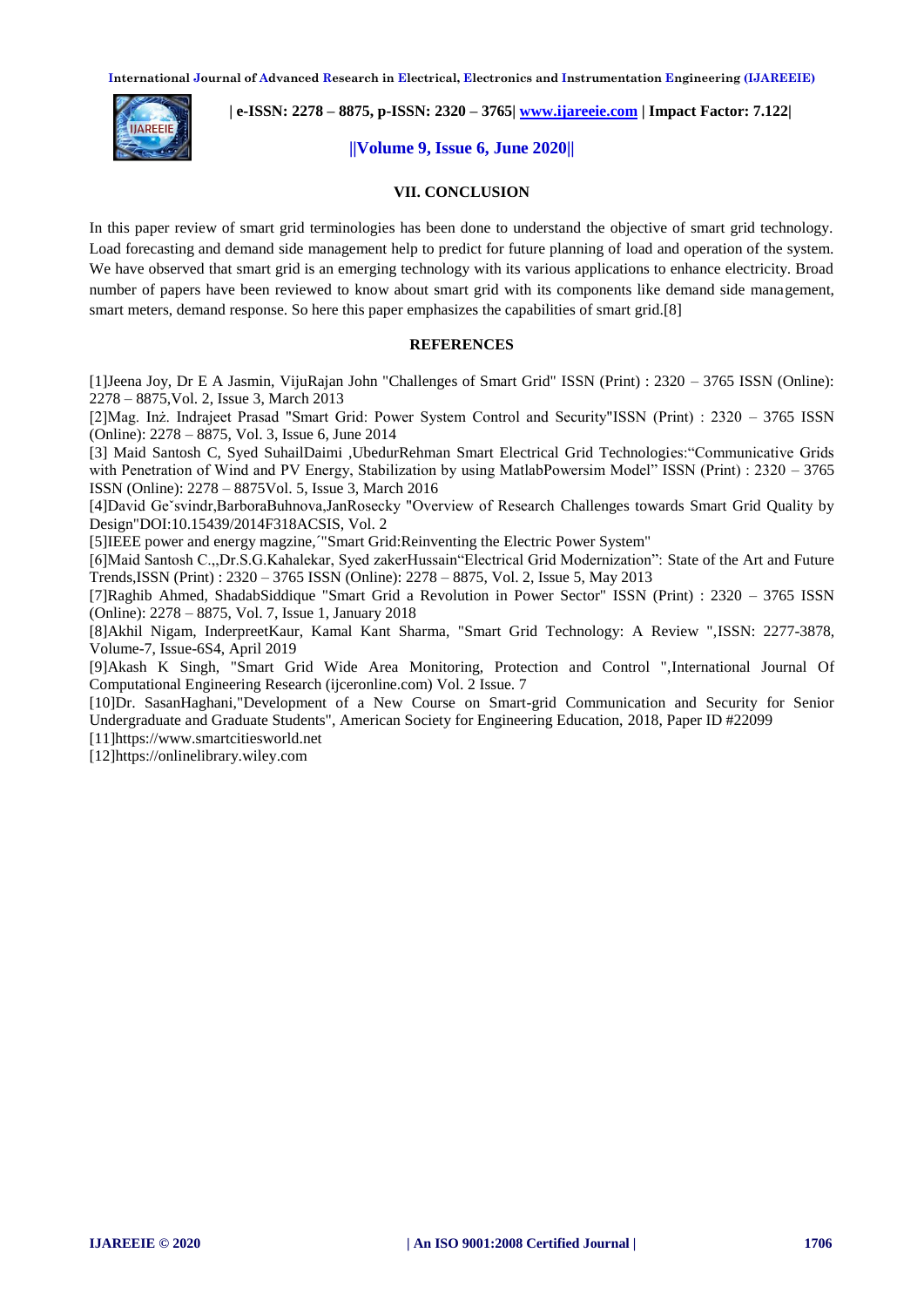## VII. CONCLUSION

In this paper review of smart grid terminologies has been done to understand the objective of smart grid technology. Load forecasting and demand side management help to predict for future planning of load and operation of the system. We have observed that smart grid is an emerging technology with its various applications to enhance electricity. Broad number of papers have been reviewed to know about smart grid with its components like demand side management, smart meters, demand response. So here this paper emphasizes the capabilities of smart grid.[8]

## REFERENCES

[1]Jeena Joy, Dr E A Jasmin, VijuRajan John "Challenges of Smart Grid" ISSN (Print) : 2320 – 3765 ISSN (Online): 2278 – 8875,Vol. 2, Issue 3, March 2013

[2]Mag. Inż. Indrajeet Prasad "Smart Grid: Power System Control and Security"ISSN (Print) : 2320 – 3765 ISSN (Online): 2278 – 8875, Vol. 3, Issue 6, June 2014

[3] Maid Santosh C, Syed SuhailDaimi ,UbedurRehman Smart Electrical Grid Technologies:"Communicative Grids with Penetration of Wind and PV Energy, Stabilization by using MatlabPowersim Model" ISSN (Print) : 2320 – 3765 ISSN (Online): 2278 – 8875Vol. 5, Issue 3, March 2016

[4]David Geˇsvindr,BarboraBuhnova,JanRosecky "Overview of Research Challenges towards Smart Grid Quality by Design"DOI:10.15439/2014F318ACSIS, Vol. 2

[5]IEEE power and energy magzine,´"Smart Grid:Reinventing the Electric Power System"

[6]Maid Santosh C.,,Dr.S.G.Kahalekar, Syed zakerHussain"Electrical Grid Modernization": State of the Art and Future Trends,ISSN (Print) : 2320 – 3765 ISSN (Online): 2278 – 8875, Vol. 2, Issue 5, May 2013

[7]Raghib Ahmed, ShadabSiddique "Smart Grid a Revolution in Power Sector" ISSN (Print) : 2320 – 3765 ISSN (Online): 2278 – 8875, Vol. 7, Issue 1, January 2018

[8]Akhil Nigam, InderpreetKaur, Kamal Kant Sharma, "Smart Grid Technology: A Review ",ISSN: 2277-3878, Volume-7, Issue-6S4, April 2019

[9]Akash K Singh, "Smart Grid Wide Area Monitoring, Protection and Control ",International Journal Of Computational Engineering Research (ijceronline.com) Vol. 2 Issue. 7

[10]Dr. SasanHaghani,"Development of a New Course on Smart-grid Communication and Security for Senior Undergraduate and Graduate Students", American Society for Engineering Education, 2018, Paper ID #22099

[11]https://www.smartcitiesworld.net

[12]https://onlinelibrary.wiley.com